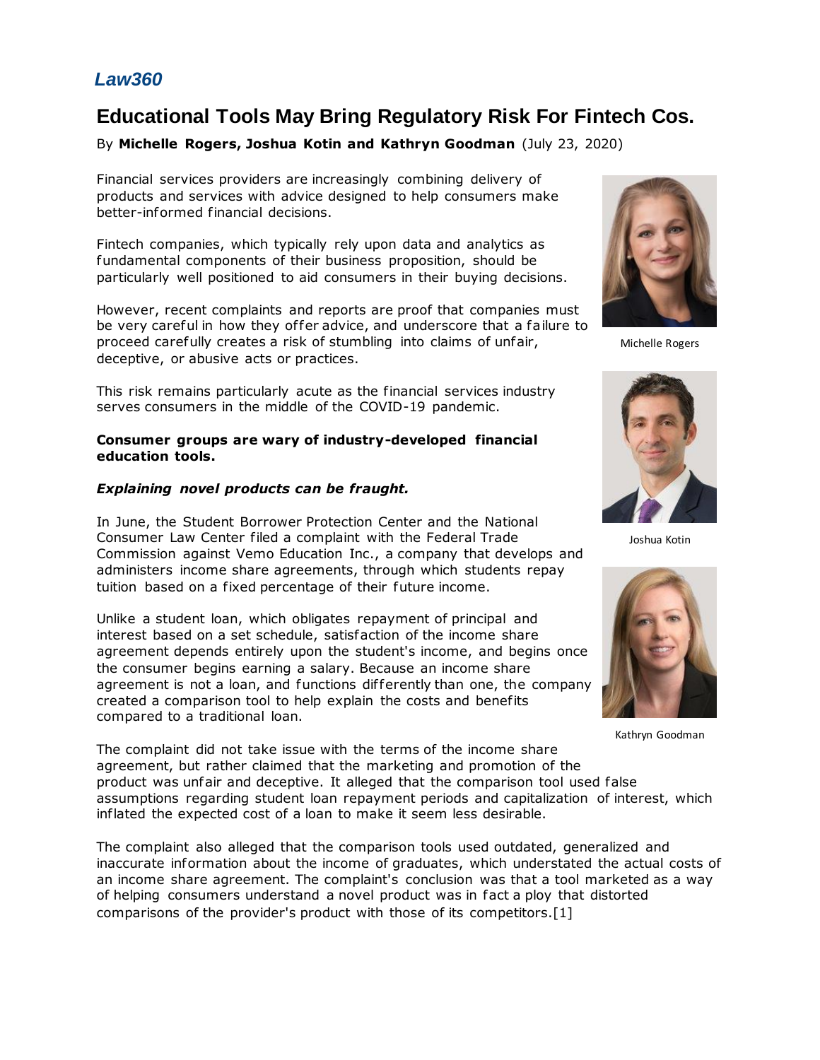*Law360*

# Educational Tools May Bring Regulatory Risk For Fintech Cos.

By **Michelle Rogers, Joshua Kotin and Kathryn Goodman** (July 23, 2020)

Financial services providers are increasingly combining delivery of products and services with advice designed to help consumers make better-informed financial decisions.

Fintech companies, which typically rely upon data and analytics as fundamental components of their business proposition, should be particularly well positioned to aid consumers in their buying decisions.

However, recent complaints and reports are proof that companies must be very careful in how they offer advice, and underscore that a failure to proceed carefully creates a risk of stumbling into claims of unfair, deceptive, or abusive acts or practices.

This risk remains particularly acute as the financial services industry serves consumers in the middle of the COVID-19 pandemic.

Michelle Rogers

Joshua Kotin

Kathryn Goodman

**Consumer groups are wary of industry-developed financial education tools.**

***Explaining novel products can be fraught.***

In June, the Student Borrower Protection Center and the National Consumer Law Center filed a complaint with the Federal Trade Commission against Vemo Education Inc., a company that develops and administers income share agreements, through which students repay tuition based on a fixed percentage of their future income.

Unlike a student loan, which obligates repayment of principal and interest based on a set schedule, satisfaction of the income share agreement depends entirely upon the student's income, and begins once the consumer begins earning a salary. Because an income share agreement is not a loan, and functions differently than one, the company created a comparison tool to help explain the costs and benefits compared to a traditional loan.

The complaint did not take issue with the terms of the income share agreement, but rather claimed that the marketing and promotion of the product was unfair and deceptive. It alleged that the comparison tool used false assumptions regarding student loan repayment periods and capitalization of interest, which inflated the expected cost of a loan to make it seem less desirable.

The complaint also alleged that the comparison tools used outdated, generalized and inaccurate information about the income of graduates, which understated the actual costs of an income share agreement. The complaint's conclusion was that a tool marketed as a way of helping consumers understand a novel product was in fact a ploy that distorted comparisons of the provider's product with those of its competitors.[1]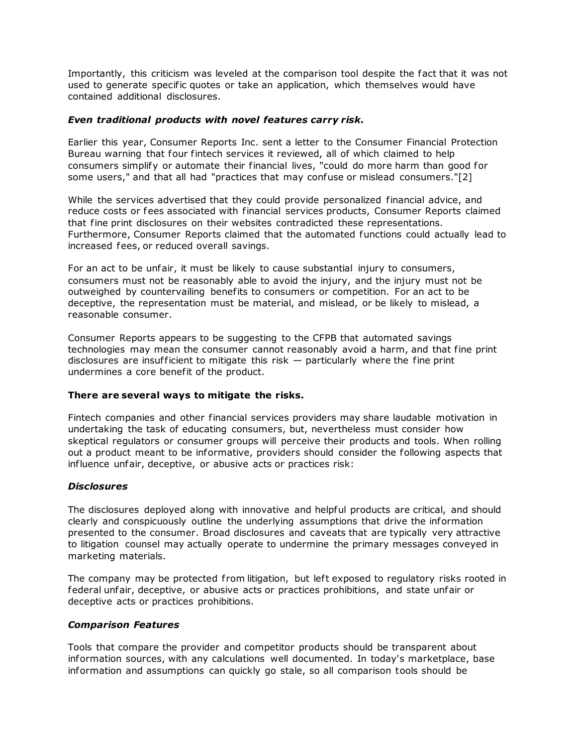Importantly, this criticism was leveled at the comparison tool despite the fact that it was not used to generate specific quotes or take an application, which themselves would have contained additional disclosures.

***Even traditional products with novel features carry risk.***

Earlier this year, Consumer Reports Inc. sent a letter to the Consumer Financial Protection Bureau warning that four fintech services it reviewed, all of which claimed to help consumers simplify or automate their financial lives, "could do more harm than good for some users," and that all had "practices that may confuse or mislead consumers."[2]

While the services advertised that they could provide personalized financial advice, and reduce costs or fees associated with financial services products, Consumer Reports claimed that fine print disclosures on their websites contradicted these representations. Furthermore, Consumer Reports claimed that the automated functions could actually lead to increased fees, or reduced overall savings.

For an act to be unfair, it must be likely to cause substantial injury to consumers, consumers must not be reasonably able to avoid the injury, and the injury must not be outweighed by countervailing benefits to consumers or competition. For an act to be deceptive, the representation must be material, and mislead, or be likely to mislead, a reasonable consumer.

Consumer Reports appears to be suggesting to the CFPB that automated savings technologies may mean the consumer cannot reasonably avoid a harm, and that fine print disclosures are insufficient to mitigate this risk — particularly where the fine print undermines a core benefit of the product.

**There are several ways to mitigate the risks.**

Fintech companies and other financial services providers may share laudable motivation in undertaking the task of educating consumers, but, nevertheless must consider how skeptical regulators or consumer groups will perceive their products and tools. When rolling out a product meant to be informative, providers should consider the following aspects that influence unfair, deceptive, or abusive acts or practices risk:

***Disclosures***

The disclosures deployed along with innovative and helpful products are critical, and should clearly and conspicuously outline the underlying assumptions that drive the information presented to the consumer. Broad disclosures and caveats that are typically very attractive to litigation counsel may actually operate to undermine the primary messages conveyed in marketing materials.

The company may be protected from litigation, but left exposed to regulatory risks rooted in federal unfair, deceptive, or abusive acts or practices prohibitions, and state unfair or deceptive acts or practices prohibitions.

***Comparison Features***

Tools that compare the provider and competitor products should be transparent about information sources, with any calculations well documented. In today's marketplace, base information and assumptions can quickly go stale, so all comparison tools should be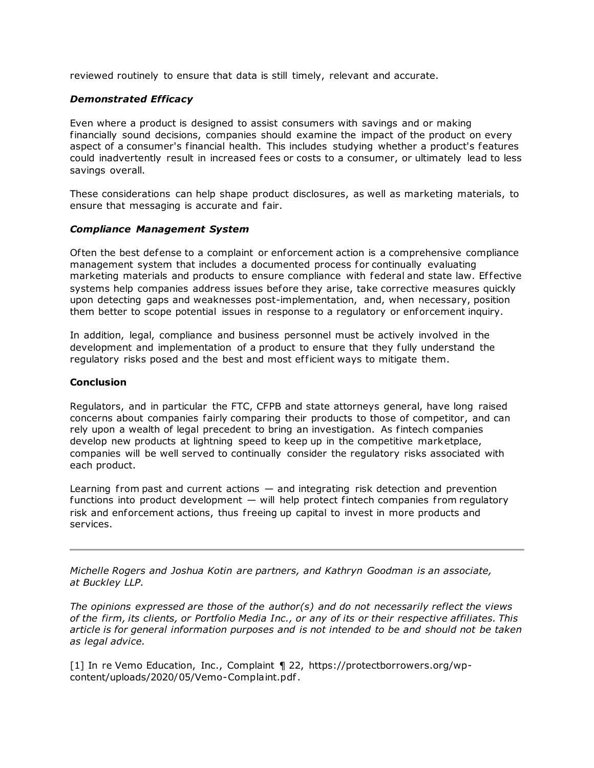reviewed routinely to ensure that data is still timely, relevant and accurate.

### *Demonstrated Efficacy*

Even where a product is designed to assist consumers with savings and or making financially sound decisions, companies should examine the impact of the product on every aspect of a consumer's financial health. This includes studying whether a product's features could inadvertently result in increased fees or costs to a consumer, or ultimately lead to less savings overall.

These considerations can help shape product disclosures, as well as marketing materials, to ensure that messaging is accurate and fair.

### *Compliance Management System*

Often the best defense to a complaint or enforcement action is a comprehensive compliance management system that includes a documented process for continually evaluating marketing materials and products to ensure compliance with federal and state law. Effective systems help companies address issues before they arise, take corrective measures quickly upon detecting gaps and weaknesses post-implementation, and, when necessary, position them better to scope potential issues in response to a regulatory or enforcement inquiry.

In addition, legal, compliance and business personnel must be actively involved in the development and implementation of a product to ensure that they fully understand the regulatory risks posed and the best and most efficient ways to mitigate them.

## Conclusion

Regulators, and in particular the FTC, CFPB and state attorneys general, have long raised concerns about companies fairly comparing their products to those of competitor, and can rely upon a wealth of legal precedent to bring an investigation. As fintech companies develop new products at lightning speed to keep up in the competitive marketplace, companies will be well served to continually consider the regulatory risks associated with each product.

Learning from past and current actions — and integrating risk detection and prevention functions into product development — will help protect fintech companies from regulatory risk and enforcement actions, thus freeing up capital to invest in more products and services.

---

*Michelle Rogers and Joshua Kotin are partners, and Kathryn Goodman is an associate, at Buckley LLP.*

*The opinions expressed are those of the author(s) and do not necessarily reflect the views of the firm, its clients, or Portfolio Media Inc., or any of its or their respective affiliates. This article is for general information purposes and is not intended to be and should not be taken as legal advice.*

[1] In re Vemo Education, Inc., Complaint ¶ 22, https://protectborrowers.org/wp-content/uploads/2020/05/Vemo-Complaint.pdf.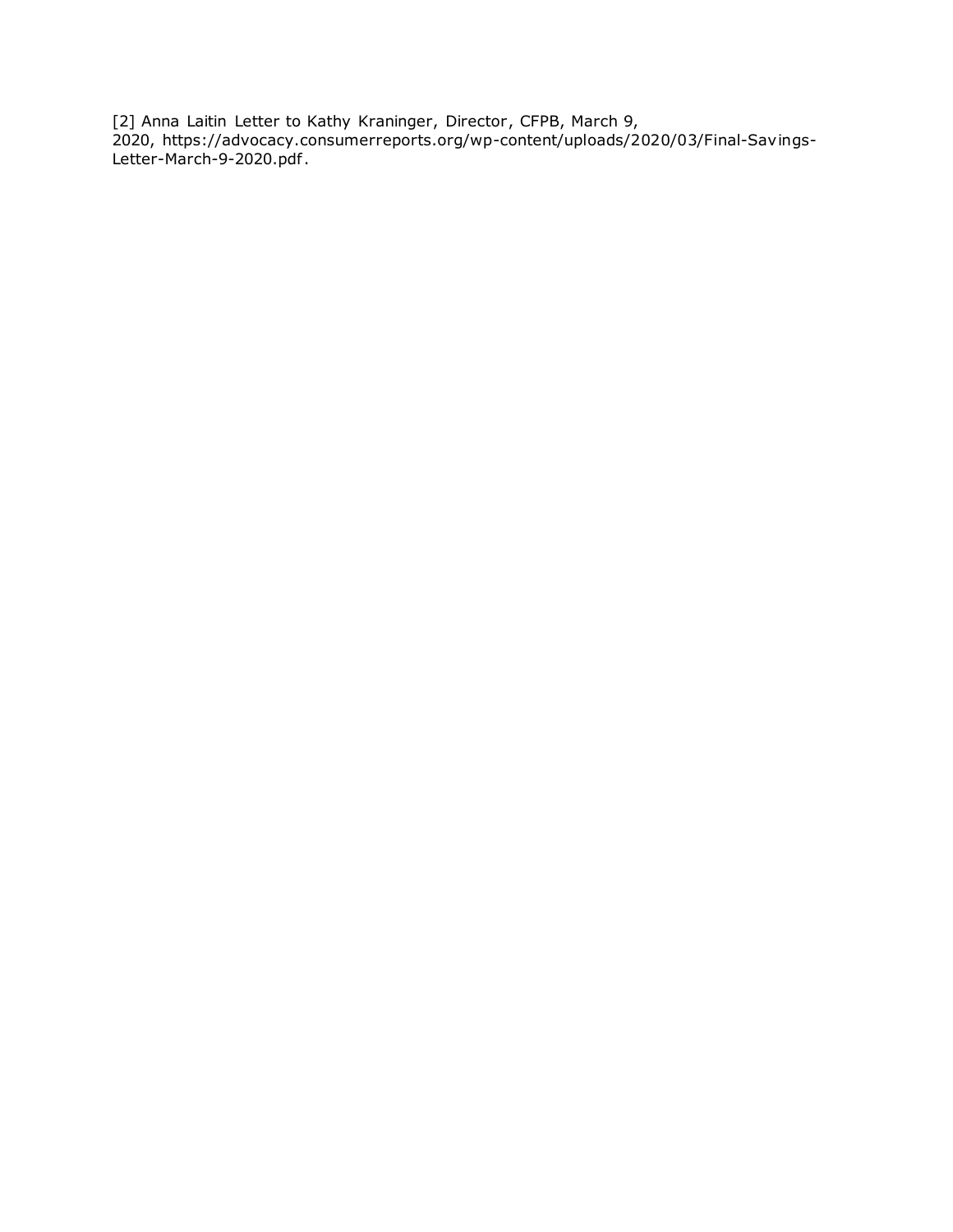[2] Anna Laitin Letter to Kathy Kraninger, Director, CFPB, March 9, 2020, https://advocacy.consumerreports.org/wp-content/uploads/2020/03/Final-Savings-Letter-March-9-2020.pdf.